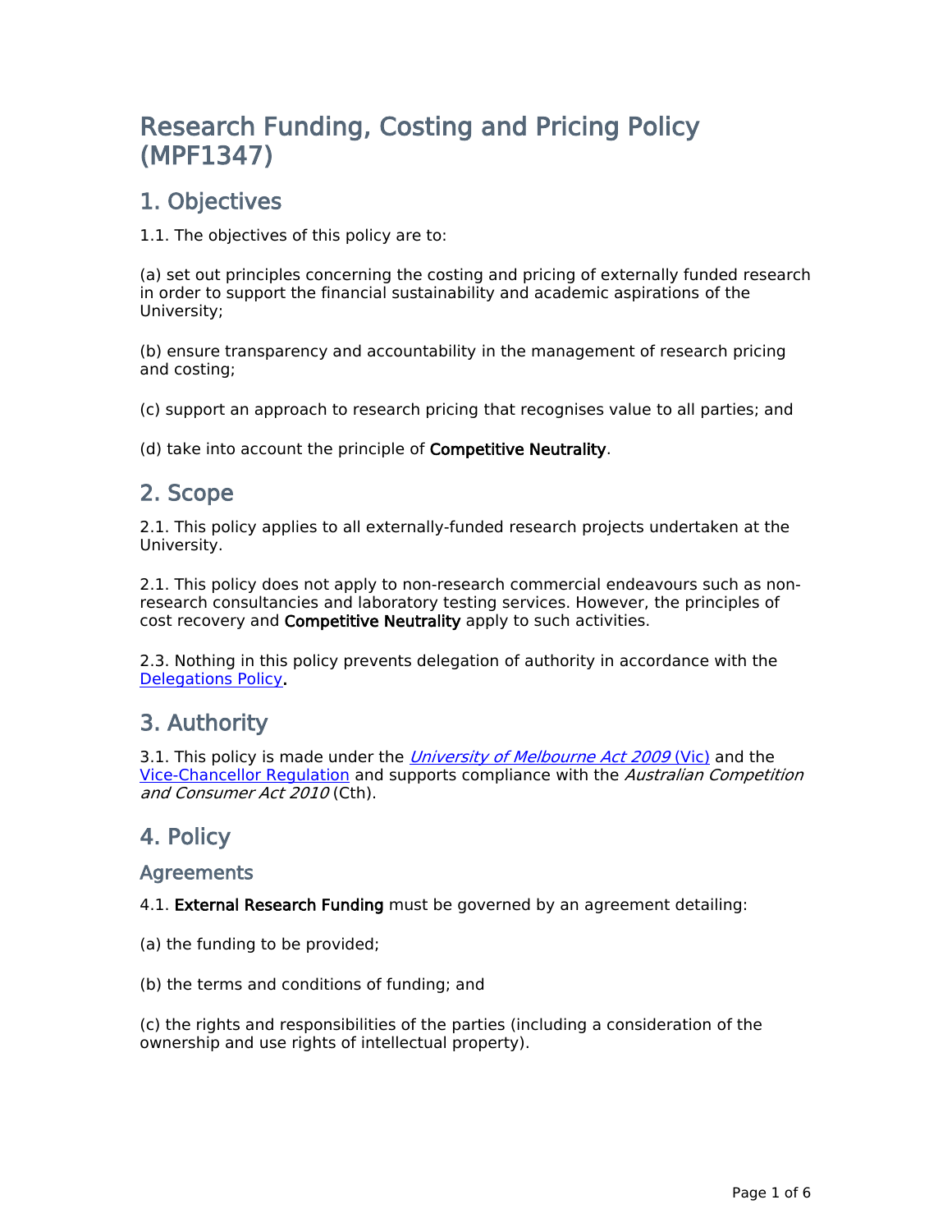# Research Funding, Costing and Pricing Policy (MPF1347)

## 1. Objectives

1.1. The objectives of this policy are to:

(a) set out principles concerning the costing and pricing of externally funded research in order to support the financial sustainability and academic aspirations of the University;

(b) ensure transparency and accountability in the management of research pricing and costing;

(c) support an approach to research pricing that recognises value to all parties; and

(d) take into account the principle of **Competitive Neutrality**.

## 2. Scope

2.1. This policy applies to all externally-funded research projects undertaken at the University.

2.1. This policy does not apply to non-research commercial endeavours such as non-research consultancies and laboratory testing services. However, the principles of cost recovery and **Competitive Neutrality** apply to such activities.

2.3. Nothing in this policy prevents delegation of authority in accordance with the Delegations Policy.

## 3. Authority

3.1. This policy is made under the *University of Melbourne Act 2009* (Vic) and the Vice-Chancellor Regulation and supports compliance with the *Australian Competition and Consumer Act 2010* (Cth).

## 4. Policy

### Agreements

4.1. **External Research Funding** must be governed by an agreement detailing:

(a) the funding to be provided;

(b) the terms and conditions of funding; and

(c) the rights and responsibilities of the parties (including a consideration of the ownership and use rights of intellectual property).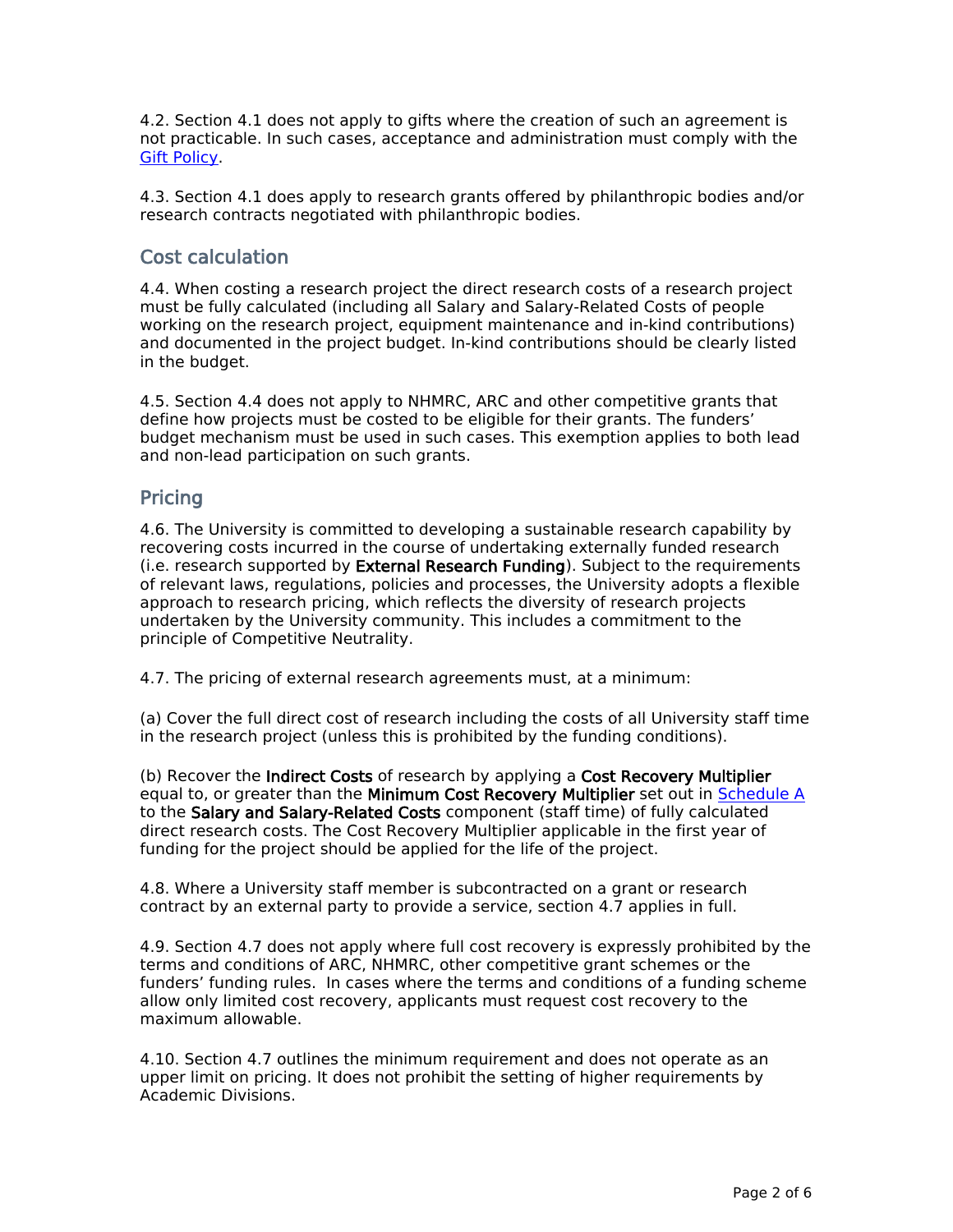4.2. Section 4.1 does not apply to gifts where the creation of such an agreement is not practicable. In such cases, acceptance and administration must comply with the Gift Policy.

4.3. Section 4.1 does apply to research grants offered by philanthropic bodies and/or research contracts negotiated with philanthropic bodies.

## Cost calculation

4.4. When costing a research project the direct research costs of a research project must be fully calculated (including all Salary and Salary-Related Costs of people working on the research project, equipment maintenance and in-kind contributions) and documented in the project budget. In-kind contributions should be clearly listed in the budget.

4.5. Section 4.4 does not apply to NHMRC, ARC and other competitive grants that define how projects must be costed to be eligible for their grants. The funders' budget mechanism must be used in such cases. This exemption applies to both lead and non-lead participation on such grants.

## Pricing

4.6. The University is committed to developing a sustainable research capability by recovering costs incurred in the course of undertaking externally funded research (i.e. research supported by **External Research Funding**). Subject to the requirements of relevant laws, regulations, policies and processes, the University adopts a flexible approach to research pricing, which reflects the diversity of research projects undertaken by the University community. This includes a commitment to the principle of Competitive Neutrality.

4.7. The pricing of external research agreements must, at a minimum:

(a) Cover the full direct cost of research including the costs of all University staff time in the research project (unless this is prohibited by the funding conditions).

(b) Recover the **Indirect Costs** of research by applying a **Cost Recovery Multiplier** equal to, or greater than the **Minimum Cost Recovery Multiplier** set out in Schedule A to the **Salary and Salary-Related Costs** component (staff time) of fully calculated direct research costs. The Cost Recovery Multiplier applicable in the first year of funding for the project should be applied for the life of the project.

4.8. Where a University staff member is subcontracted on a grant or research contract by an external party to provide a service, section 4.7 applies in full.

4.9. Section 4.7 does not apply where full cost recovery is expressly prohibited by the terms and conditions of ARC, NHMRC, other competitive grant schemes or the funders' funding rules. In cases where the terms and conditions of a funding scheme allow only limited cost recovery, applicants must request cost recovery to the maximum allowable.

4.10. Section 4.7 outlines the minimum requirement and does not operate as an upper limit on pricing. It does not prohibit the setting of higher requirements by Academic Divisions.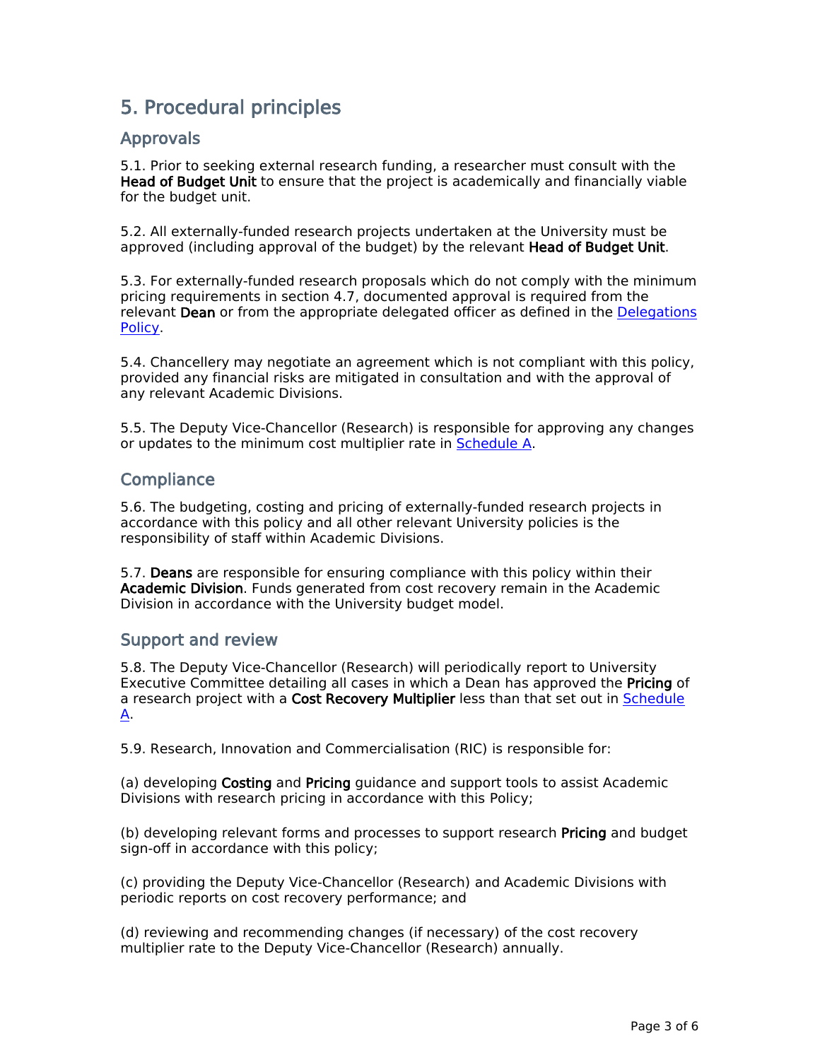## 5. Procedural principles

### Approvals

5.1. Prior to seeking external research funding, a researcher must consult with the **Head of Budget Unit** to ensure that the project is academically and financially viable for the budget unit.

5.2. All externally-funded research projects undertaken at the University must be approved (including approval of the budget) by the relevant **Head of Budget Unit**.

5.3. For externally-funded research proposals which do not comply with the minimum pricing requirements in section 4.7, documented approval is required from the relevant **Dean** or from the appropriate delegated officer as defined in the [Delegations Policy](#).

5.4. Chancellery may negotiate an agreement which is not compliant with this policy, provided any financial risks are mitigated in consultation and with the approval of any relevant Academic Divisions.

5.5. The Deputy Vice-Chancellor (Research) is responsible for approving any changes or updates to the minimum cost multiplier rate in [Schedule A](#).

### Compliance

5.6. The budgeting, costing and pricing of externally-funded research projects in accordance with this policy and all other relevant University policies is the responsibility of staff within Academic Divisions.

5.7. **Deans** are responsible for ensuring compliance with this policy within their **Academic Division**. Funds generated from cost recovery remain in the Academic Division in accordance with the University budget model.

### Support and review

5.8. The Deputy Vice-Chancellor (Research) will periodically report to University Executive Committee detailing all cases in which a Dean has approved the **Pricing** of a research project with a **Cost Recovery Multiplier** less than that set out in [Schedule A](#).

5.9. Research, Innovation and Commercialisation (RIC) is responsible for:

(a) developing **Costing** and **Pricing** guidance and support tools to assist Academic Divisions with research pricing in accordance with this Policy;

(b) developing relevant forms and processes to support research **Pricing** and budget sign-off in accordance with this policy;

(c) providing the Deputy Vice-Chancellor (Research) and Academic Divisions with periodic reports on cost recovery performance; and

(d) reviewing and recommending changes (if necessary) of the cost recovery multiplier rate to the Deputy Vice-Chancellor (Research) annually.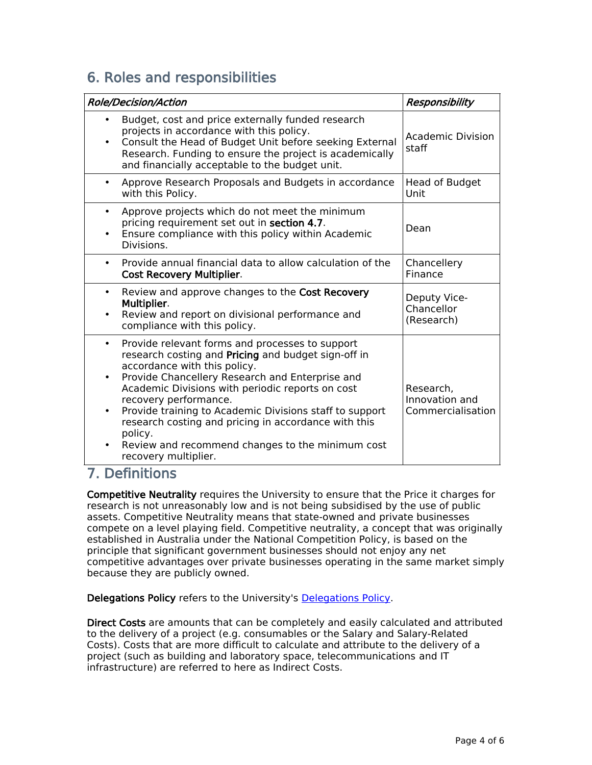## 6. Roles and responsibilities

| *Role/Decision/Action* | *Responsibility* |
|---|---|
| • Budget, cost and price externally funded research projects in accordance with this policy.<br>• Consult the Head of Budget Unit before seeking External Research. Funding to ensure the project is academically and financially acceptable to the budget unit. | Academic Division staff |
| • Approve Research Proposals and Budgets in accordance with this Policy. | Head of Budget Unit |
| • Approve projects which do not meet the minimum pricing requirement set out in **section 4.7**.<br>• Ensure compliance with this policy within Academic Divisions. | Dean |
| • Provide annual financial data to allow calculation of the **Cost Recovery Multiplier**. | Chancellery Finance |
| • Review and approve changes to the **Cost Recovery Multiplier**.<br>• Review and report on divisional performance and compliance with this policy. | Deputy Vice-Chancellor (Research) |
| • Provide relevant forms and processes to support research costing and **Pricing** and budget sign-off in accordance with this policy.<br>• Provide Chancellery Research and Enterprise and Academic Divisions with periodic reports on cost recovery performance.<br>• Provide training to Academic Divisions staff to support research costing and pricing in accordance with this policy.<br>• Review and recommend changes to the minimum cost recovery multiplier. | Research, Innovation and Commercialisation |

## 7. Definitions

**Competitive Neutrality** requires the University to ensure that the Price it charges for research is not unreasonably low and is not being subsidised by the use of public assets. Competitive Neutrality means that state-owned and private businesses compete on a level playing field. Competitive neutrality, a concept that was originally established in Australia under the National Competition Policy, is based on the principle that significant government businesses should not enjoy any net competitive advantages over private businesses operating in the same market simply because they are publicly owned.

**Delegations Policy** refers to the University's Delegations Policy.

**Direct Costs** are amounts that can be completely and easily calculated and attributed to the delivery of a project (e.g. consumables or the Salary and Salary-Related Costs). Costs that are more difficult to calculate and attribute to the delivery of a project (such as building and laboratory space, telecommunications and IT infrastructure) are referred to here as Indirect Costs.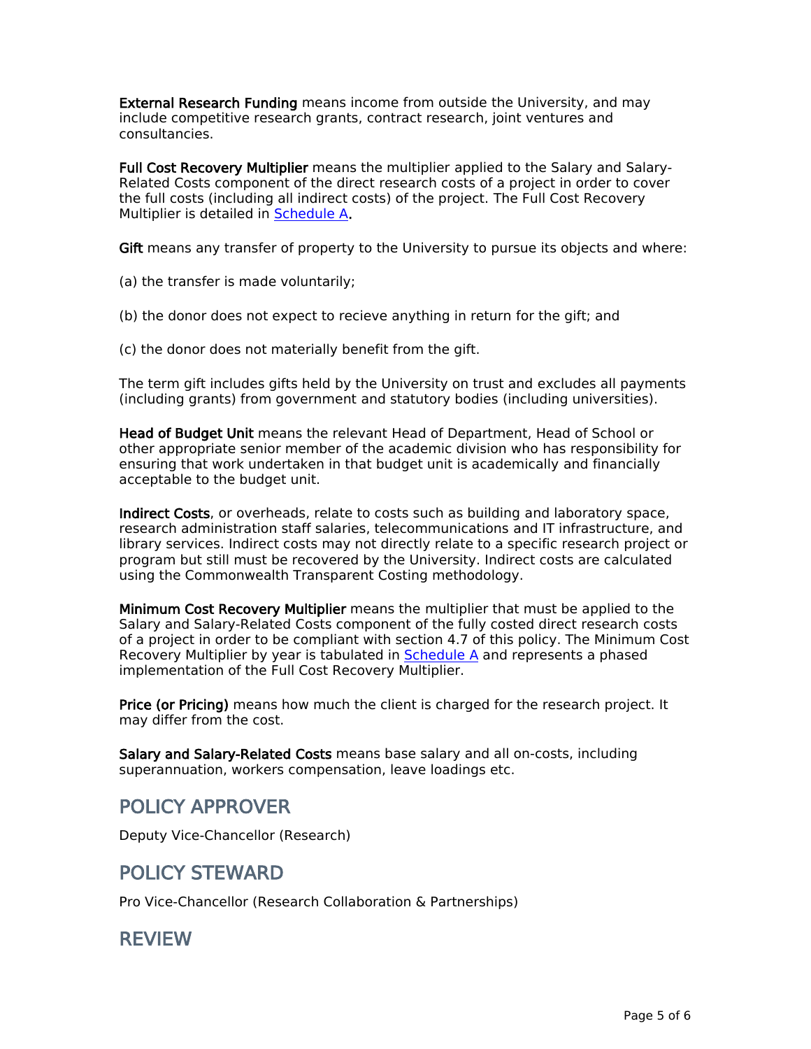**External Research Funding** means income from outside the University, and may include competitive research grants, contract research, joint ventures and consultancies.

**Full Cost Recovery Multiplier** means the multiplier applied to the Salary and Salary-Related Costs component of the direct research costs of a project in order to cover the full costs (including all indirect costs) of the project. The Full Cost Recovery Multiplier is detailed in Schedule A.

**Gift** means any transfer of property to the University to pursue its objects and where:

(a) the transfer is made voluntarily;

(b) the donor does not expect to recieve anything in return for the gift; and

(c) the donor does not materially benefit from the gift.

The term gift includes gifts held by the University on trust and excludes all payments (including grants) from government and statutory bodies (including universities).

**Head of Budget Unit** means the relevant Head of Department, Head of School or other appropriate senior member of the academic division who has responsibility for ensuring that work undertaken in that budget unit is academically and financially acceptable to the budget unit.

**Indirect Costs**, or overheads, relate to costs such as building and laboratory space, research administration staff salaries, telecommunications and IT infrastructure, and library services. Indirect costs may not directly relate to a specific research project or program but still must be recovered by the University. Indirect costs are calculated using the Commonwealth Transparent Costing methodology.

**Minimum Cost Recovery Multiplier** means the multiplier that must be applied to the Salary and Salary-Related Costs component of the fully costed direct research costs of a project in order to be compliant with section 4.7 of this policy. The Minimum Cost Recovery Multiplier by year is tabulated in Schedule A and represents a phased implementation of the Full Cost Recovery Multiplier.

**Price (or Pricing)** means how much the client is charged for the research project. It may differ from the cost.

**Salary and Salary-Related Costs** means base salary and all on-costs, including superannuation, workers compensation, leave loadings etc.

## POLICY APPROVER

Deputy Vice-Chancellor (Research)

## POLICY STEWARD

Pro Vice-Chancellor (Research Collaboration & Partnerships)

## REVIEW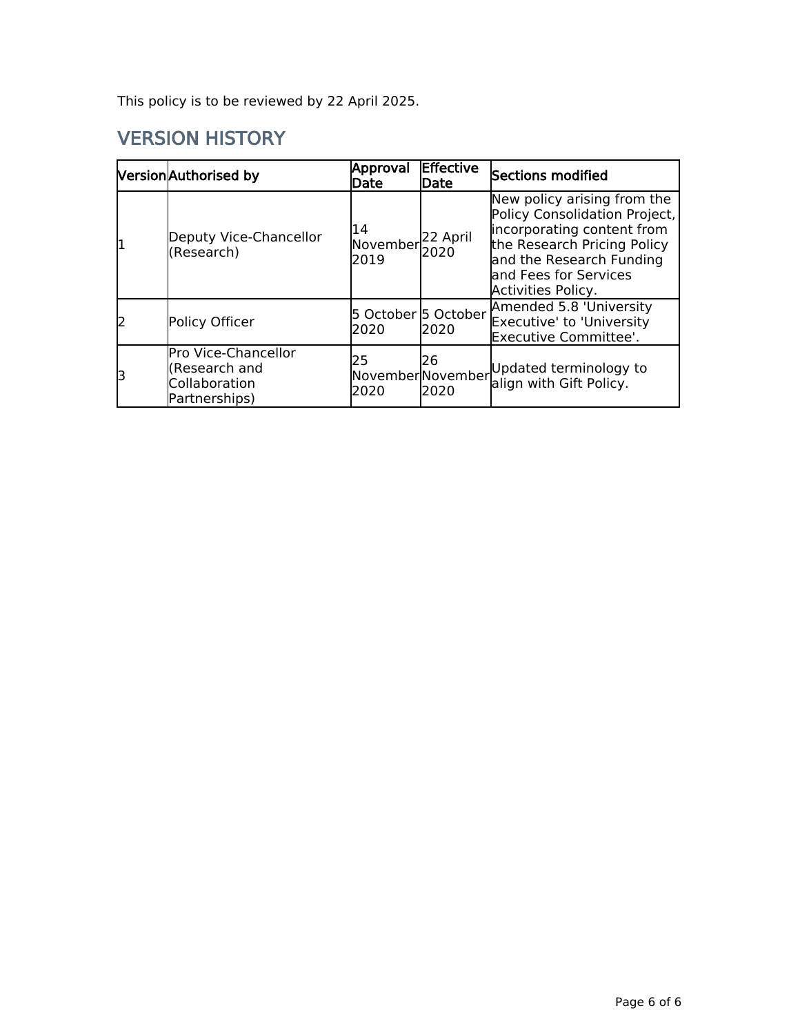This policy is to be reviewed by 22 April 2025.

## VERSION HISTORY

| Version | Authorised by | Approval Date | Effective Date | Sections modified |
|---|---|---|---|---|
| 1 | Deputy Vice-Chancellor (Research) | 14 November 2019 | 22 April 2020 | New policy arising from the Policy Consolidation Project, incorporating content from the Research Pricing Policy and the Research Funding and Fees for Services Activities Policy. |
| 2 | Policy Officer | 5 October 2020 | 5 October 2020 | Amended 5.8 'University Executive' to 'University Executive Committee'. |
| 3 | Pro Vice-Chancellor (Research and Collaboration Partnerships) | 25 November 2020 | 26 November 2020 | Updated terminology to align with Gift Policy. |